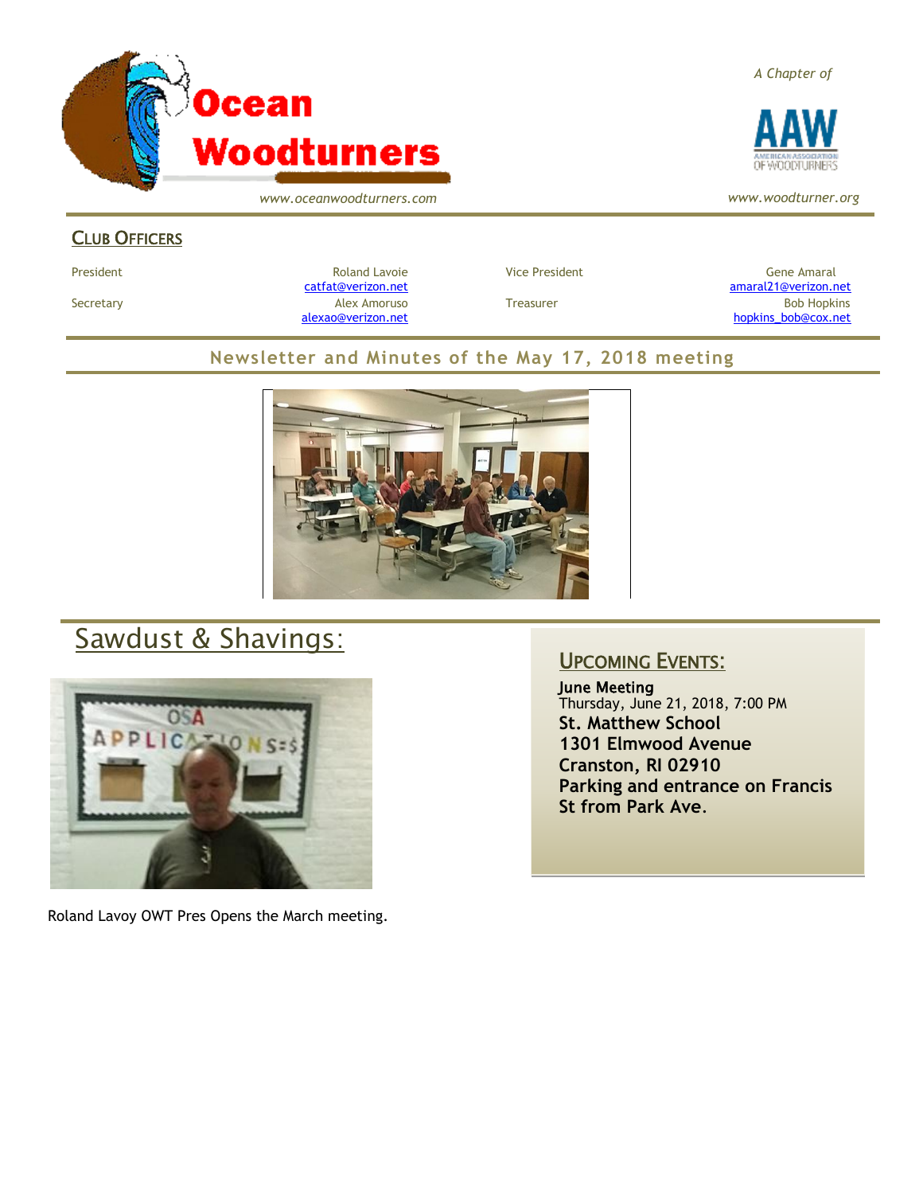# Ocean Woodturners

*www.oceanwoodturners.com*

*A Chapter of*

AAW

*www.woodturner.org*

## Club Officers

| | | | |
|---|---|---|---|
| President | Roland Lavoie catfat@verizon.net | Vice President | Gene Amaral amaral21@verizon.net |
| Secretary | Alex Amoruso alexao@verizon.net | Treasurer | Bob Hopkins hopkins_bob@cox.net |

## Newsletter and Minutes of the May 17, 2018 meeting

# Sawdust & Shavings:

Roland Lavoy OWT Pres Opens the March meeting.

## Upcoming Events:

**June Meeting**
Thursday, June 21, 2018, 7:00 PM
**St. Matthew School**
**1301 Elmwood Avenue**
**Cranston, RI 02910**
**Parking and entrance on Francis St from Park Ave.**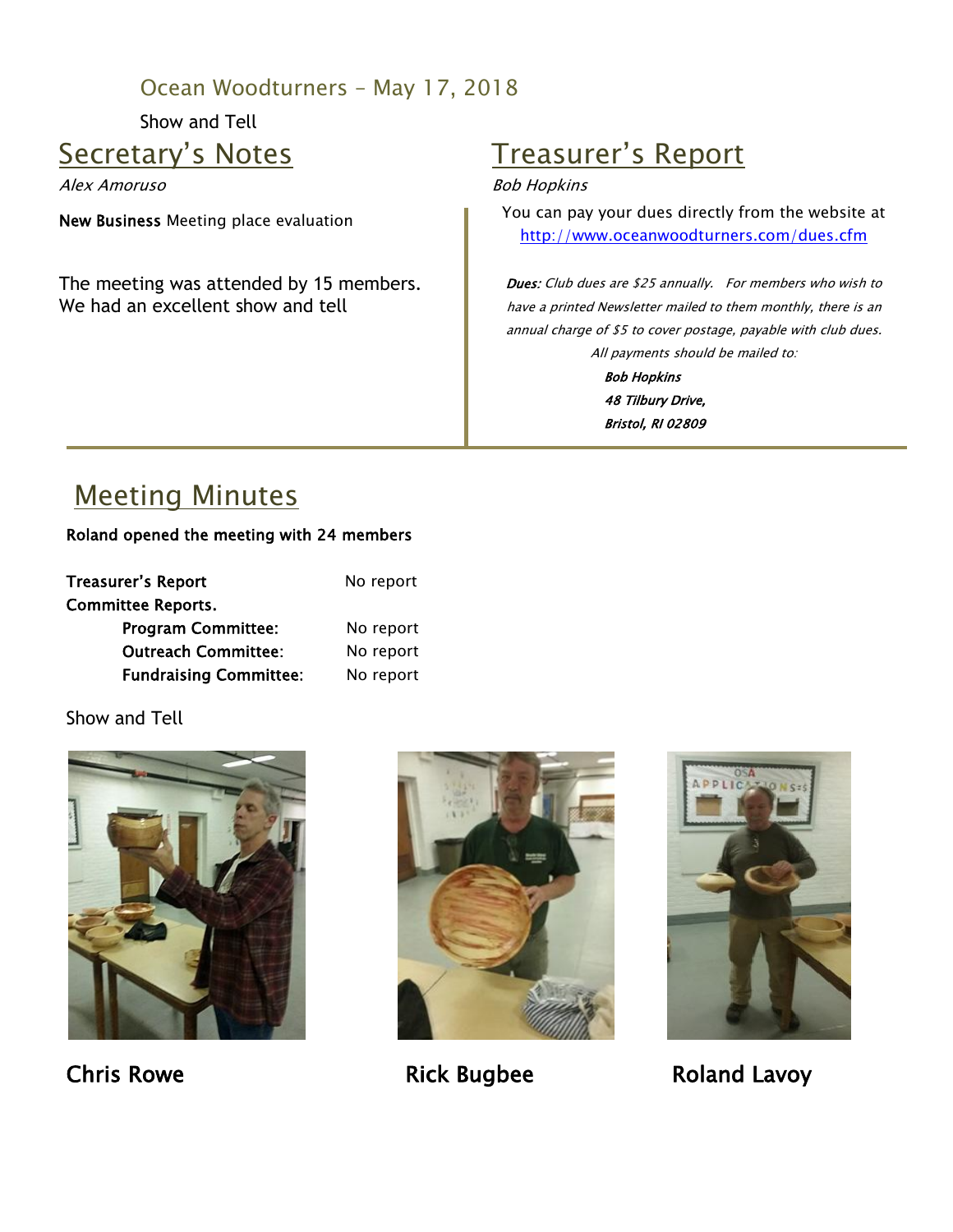Ocean Woodturners – May 17, 2018

Show and Tell

## Secretary's Notes

*Alex Amoruso*

**New Business** Meeting place evaluation

The meeting was attended by 15 members. We had an excellent show and tell

## Treasurer's Report

*Bob Hopkins*

You can pay your dues directly from the website at http://www.oceanwoodturners.com/dues.cfm

***Dues:*** *Club dues are $25 annually. For members who wish to have a printed Newsletter mailed to them monthly, there is an annual charge of $5 to cover postage, payable with club dues.*

*All payments should be mailed to:*

***Bob Hopkins***
***48 Tilbury Drive,***
***Bristol, RI 02809***

## Meeting Minutes

**Roland opened the meeting with 24 members**

| | |
|---|---|
| **Treasurer's Report** | No report |
| **Committee Reports.** | |
| **Program Committee:** | No report |
| **Outreach Committee:** | No report |
| **Fundraising Committee:** | No report |

Show and Tell

**Chris Rowe** **Rick Bugbee** **Roland Lavoy**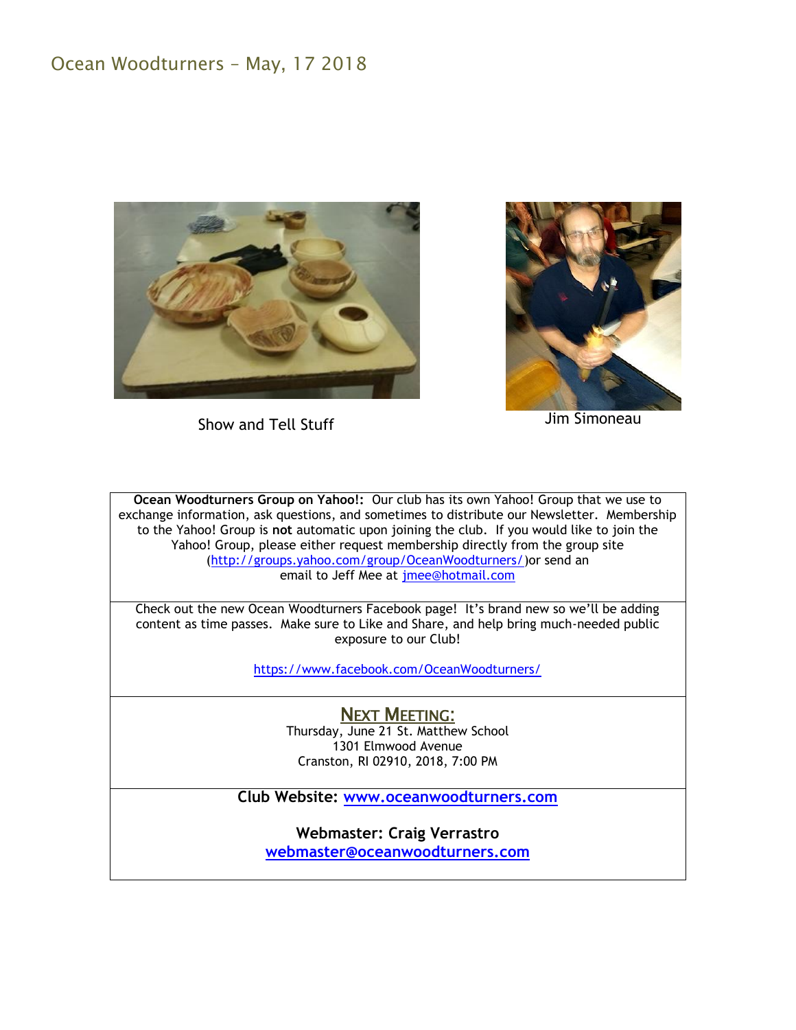Show and Tell Stuff

Jim Simoneau

**Ocean Woodturners Group on Yahoo!:** Our club has its own Yahoo! Group that we use to exchange information, ask questions, and sometimes to distribute our Newsletter. Membership to the Yahoo! Group is **not** automatic upon joining the club. If you would like to join the Yahoo! Group, please either request membership directly from the group site (http://groups.yahoo.com/group/OceanWoodturners/)or send an email to Jeff Mee at jmee@hotmail.com

Check out the new Ocean Woodturners Facebook page! It's brand new so we'll be adding content as time passes. Make sure to Like and Share, and help bring much-needed public exposure to our Club!

https://www.facebook.com/OceanWoodturners/

## NEXT MEETING:

Thursday, June 21 St. Matthew School
1301 Elmwood Avenue
Cranston, RI 02910, 2018, 7:00 PM

**Club Website: www.oceanwoodturners.com**

**Webmaster: Craig Verrastro**
**webmaster@oceanwoodturners.com**